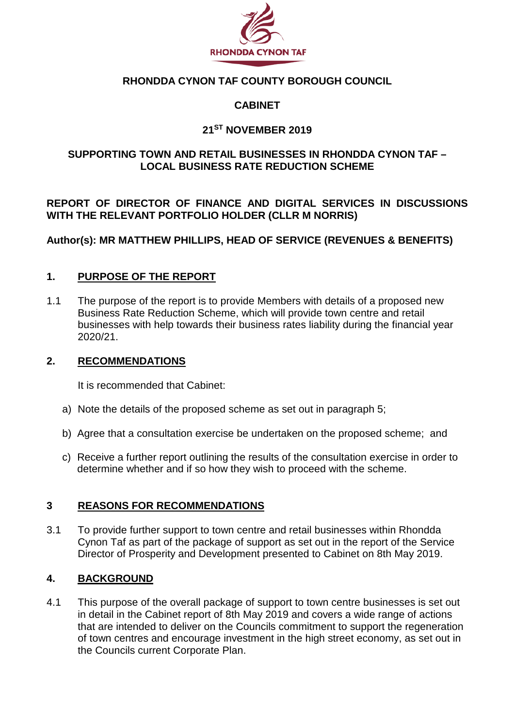RHONDDA CYNON TAF

**RHONDDA CYNON TAF COUNTY BOROUGH COUNCIL**

**CABINET**

**21ST NOVEMBER 2019**

**SUPPORTING TOWN AND RETAIL BUSINESSES IN RHONDDA CYNON TAF – LOCAL BUSINESS RATE REDUCTION SCHEME**

**REPORT OF DIRECTOR OF FINANCE AND DIGITAL SERVICES IN DISCUSSIONS WITH THE RELEVANT PORTFOLIO HOLDER (CLLR M NORRIS)**

**Author(s): MR MATTHEW PHILLIPS, HEAD OF SERVICE (REVENUES & BENEFITS)**

## 1. PURPOSE OF THE REPORT

1.1 The purpose of the report is to provide Members with details of a proposed new Business Rate Reduction Scheme, which will provide town centre and retail businesses with help towards their business rates liability during the financial year 2020/21.

## 2. RECOMMENDATIONS

It is recommended that Cabinet:

a) Note the details of the proposed scheme as set out in paragraph 5;

b) Agree that a consultation exercise be undertaken on the proposed scheme; and

c) Receive a further report outlining the results of the consultation exercise in order to determine whether and if so how they wish to proceed with the scheme.

## 3 REASONS FOR RECOMMENDATIONS

3.1 To provide further support to town centre and retail businesses within Rhondda Cynon Taf as part of the package of support as set out in the report of the Service Director of Prosperity and Development presented to Cabinet on 8th May 2019.

## 4. BACKGROUND

4.1 This purpose of the overall package of support to town centre businesses is set out in detail in the Cabinet report of 8th May 2019 and covers a wide range of actions that are intended to deliver on the Councils commitment to support the regeneration of town centres and encourage investment in the high street economy, as set out in the Councils current Corporate Plan.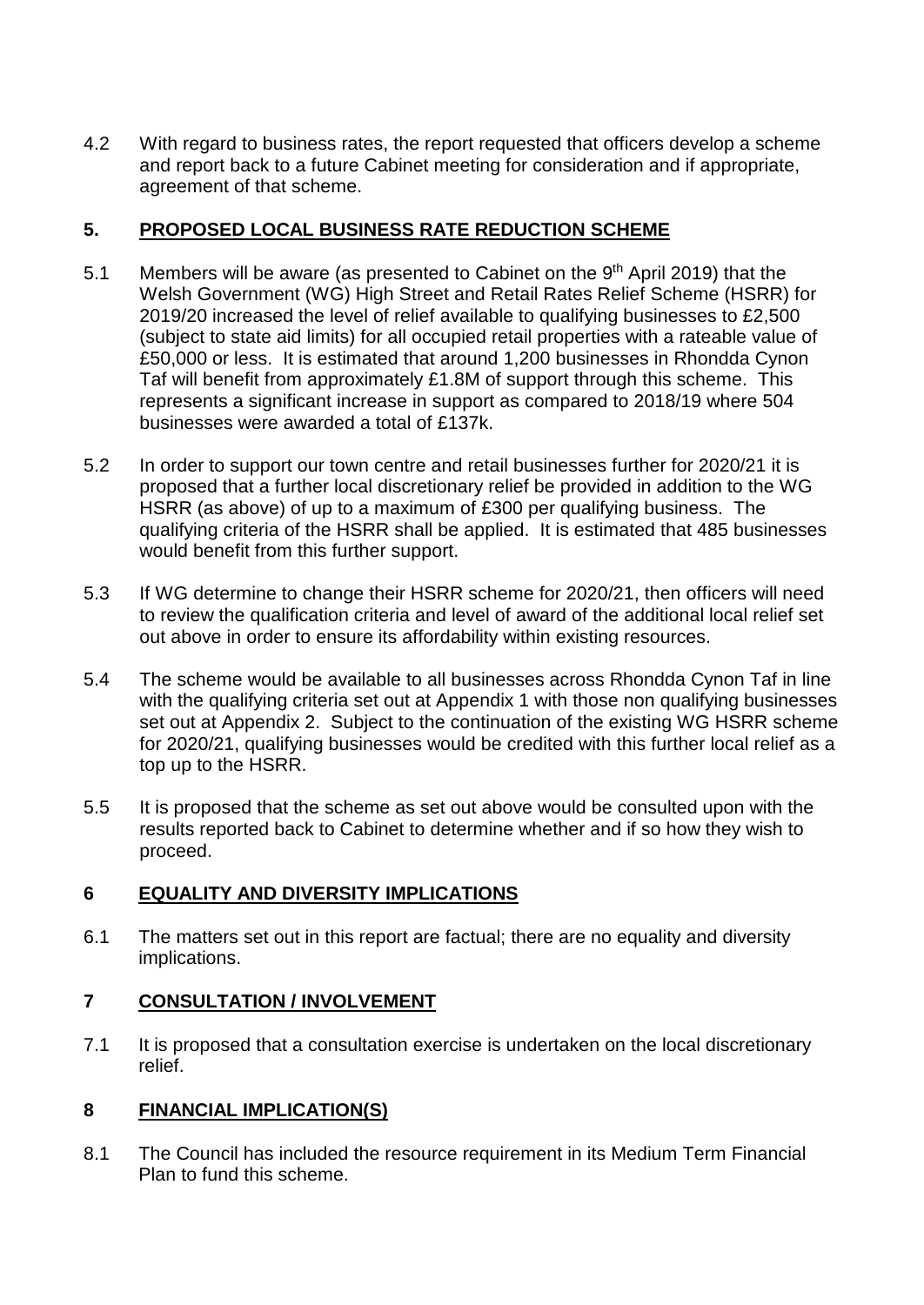4.2 With regard to business rates, the report requested that officers develop a scheme and report back to a future Cabinet meeting for consideration and if appropriate, agreement of that scheme.

## 5. PROPOSED LOCAL BUSINESS RATE REDUCTION SCHEME

5.1 Members will be aware (as presented to Cabinet on the 9th April 2019) that the Welsh Government (WG) High Street and Retail Rates Relief Scheme (HSRR) for 2019/20 increased the level of relief available to qualifying businesses to £2,500 (subject to state aid limits) for all occupied retail properties with a rateable value of £50,000 or less. It is estimated that around 1,200 businesses in Rhondda Cynon Taf will benefit from approximately £1.8M of support through this scheme. This represents a significant increase in support as compared to 2018/19 where 504 businesses were awarded a total of £137k.

5.2 In order to support our town centre and retail businesses further for 2020/21 it is proposed that a further local discretionary relief be provided in addition to the WG HSRR (as above) of up to a maximum of £300 per qualifying business. The qualifying criteria of the HSRR shall be applied. It is estimated that 485 businesses would benefit from this further support.

5.3 If WG determine to change their HSRR scheme for 2020/21, then officers will need to review the qualification criteria and level of award of the additional local relief set out above in order to ensure its affordability within existing resources.

5.4 The scheme would be available to all businesses across Rhondda Cynon Taf in line with the qualifying criteria set out at Appendix 1 with those non qualifying businesses set out at Appendix 2. Subject to the continuation of the existing WG HSRR scheme for 2020/21, qualifying businesses would be credited with this further local relief as a top up to the HSRR.

5.5 It is proposed that the scheme as set out above would be consulted upon with the results reported back to Cabinet to determine whether and if so how they wish to proceed.

## 6 EQUALITY AND DIVERSITY IMPLICATIONS

6.1 The matters set out in this report are factual; there are no equality and diversity implications.

## 7 CONSULTATION / INVOLVEMENT

7.1 It is proposed that a consultation exercise is undertaken on the local discretionary relief.

## 8 FINANCIAL IMPLICATION(S)

8.1 The Council has included the resource requirement in its Medium Term Financial Plan to fund this scheme.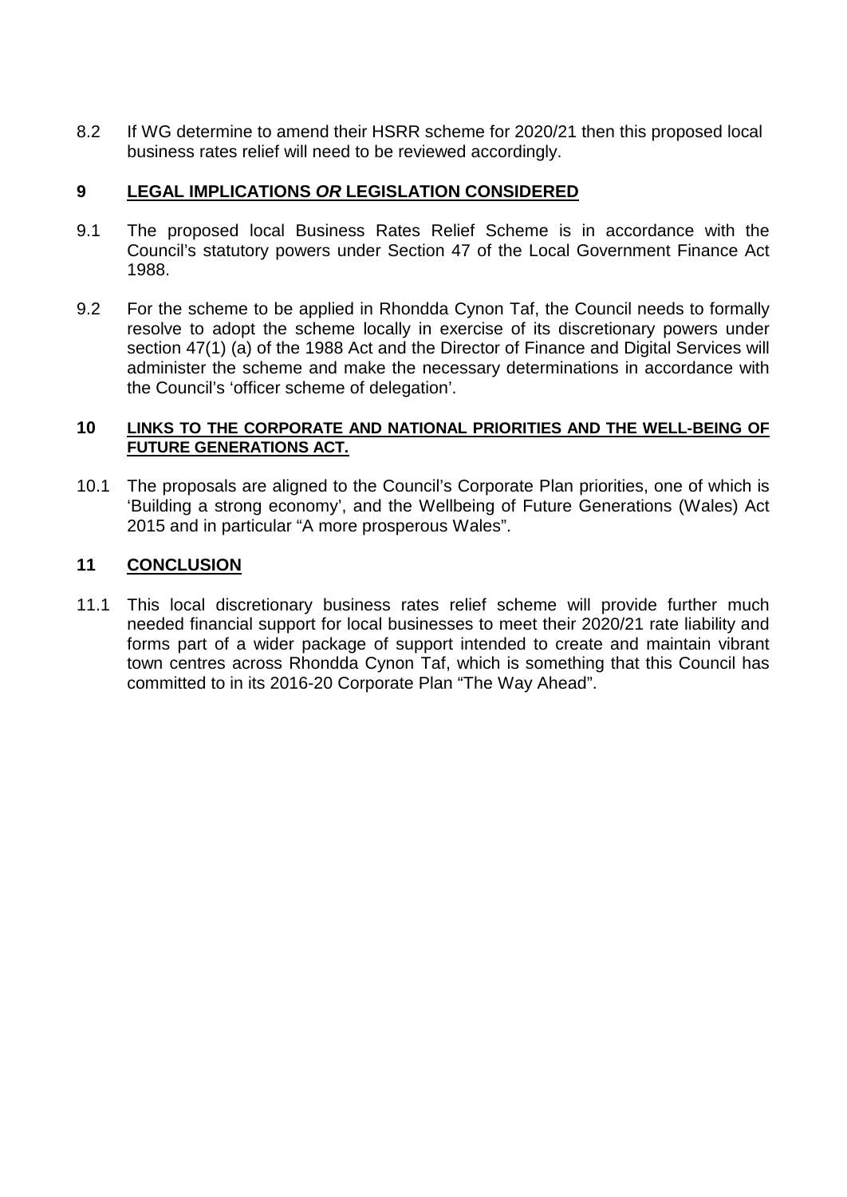8.2 If WG determine to amend their HSRR scheme for 2020/21 then this proposed local business rates relief will need to be reviewed accordingly.

## 9 LEGAL IMPLICATIONS *OR* LEGISLATION CONSIDERED

9.1 The proposed local Business Rates Relief Scheme is in accordance with the Council's statutory powers under Section 47 of the Local Government Finance Act 1988.

9.2 For the scheme to be applied in Rhondda Cynon Taf, the Council needs to formally resolve to adopt the scheme locally in exercise of its discretionary powers under section 47(1) (a) of the 1988 Act and the Director of Finance and Digital Services will administer the scheme and make the necessary determinations in accordance with the Council's 'officer scheme of delegation'.

## 10 LINKS TO THE CORPORATE AND NATIONAL PRIORITIES AND THE WELL-BEING OF FUTURE GENERATIONS ACT.

10.1 The proposals are aligned to the Council's Corporate Plan priorities, one of which is 'Building a strong economy', and the Wellbeing of Future Generations (Wales) Act 2015 and in particular "A more prosperous Wales".

## 11 CONCLUSION

11.1 This local discretionary business rates relief scheme will provide further much needed financial support for local businesses to meet their 2020/21 rate liability and forms part of a wider package of support intended to create and maintain vibrant town centres across Rhondda Cynon Taf, which is something that this Council has committed to in its 2016-20 Corporate Plan "The Way Ahead".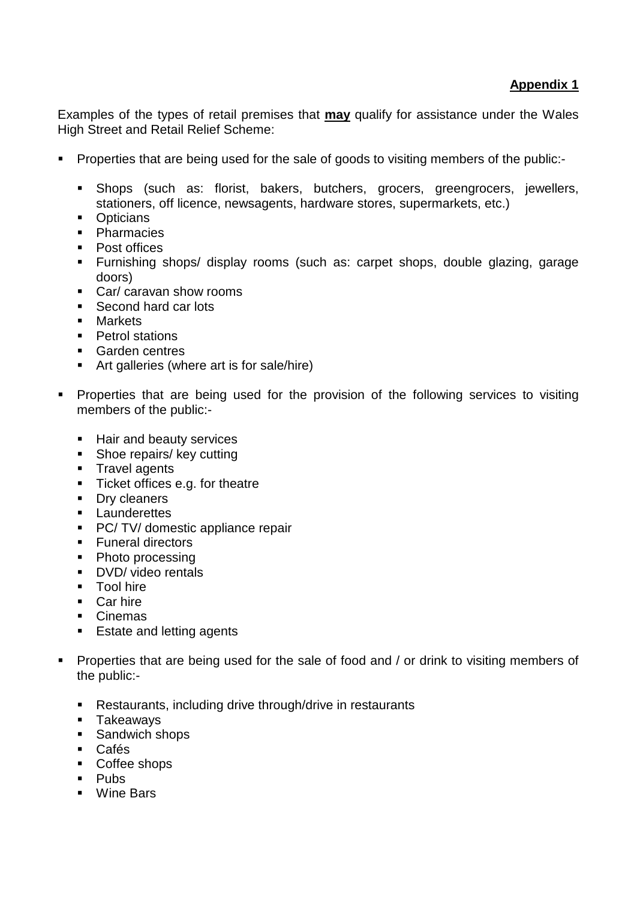**Appendix 1**

Examples of the types of retail premises that **may** qualify for assistance under the Wales High Street and Retail Relief Scheme:

- Properties that are being used for the sale of goods to visiting members of the public:-
  - Shops (such as: florist, bakers, butchers, grocers, greengrocers, jewellers, stationers, off licence, newsagents, hardware stores, supermarkets, etc.)
  - Opticians
  - Pharmacies
  - Post offices
  - Furnishing shops/ display rooms (such as: carpet shops, double glazing, garage doors)
  - Car/ caravan show rooms
  - Second hard car lots
  - Markets
  - Petrol stations
  - Garden centres
  - Art galleries (where art is for sale/hire)
- Properties that are being used for the provision of the following services to visiting members of the public:-
  - Hair and beauty services
  - Shoe repairs/ key cutting
  - Travel agents
  - Ticket offices e.g. for theatre
  - Dry cleaners
  - Launderettes
  - PC/ TV/ domestic appliance repair
  - Funeral directors
  - Photo processing
  - DVD/ video rentals
  - Tool hire
  - Car hire
  - Cinemas
  - Estate and letting agents
- Properties that are being used for the sale of food and / or drink to visiting members of the public:-
  - Restaurants, including drive through/drive in restaurants
  - Takeaways
  - Sandwich shops
  - Cafés
  - Coffee shops
  - Pubs
  - Wine Bars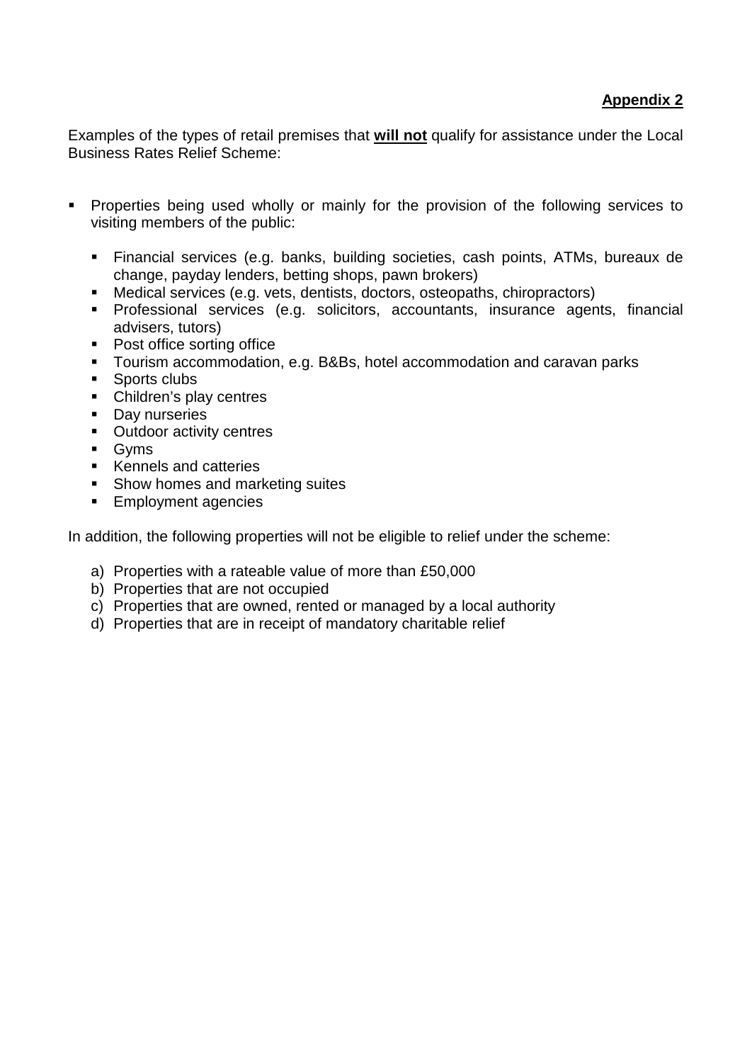**Appendix 2**

Examples of the types of retail premises that **will not** qualify for assistance under the Local Business Rates Relief Scheme:

- Properties being used wholly or mainly for the provision of the following services to visiting members of the public:
  - Financial services (e.g. banks, building societies, cash points, ATMs, bureaux de change, payday lenders, betting shops, pawn brokers)
  - Medical services (e.g. vets, dentists, doctors, osteopaths, chiropractors)
  - Professional services (e.g. solicitors, accountants, insurance agents, financial advisers, tutors)
  - Post office sorting office
  - Tourism accommodation, e.g. B&Bs, hotel accommodation and caravan parks
  - Sports clubs
  - Children's play centres
  - Day nurseries
  - Outdoor activity centres
  - Gyms
  - Kennels and catteries
  - Show homes and marketing suites
  - Employment agencies

In addition, the following properties will not be eligible to relief under the scheme:

a) Properties with a rateable value of more than £50,000
b) Properties that are not occupied
c) Properties that are owned, rented or managed by a local authority
d) Properties that are in receipt of mandatory charitable relief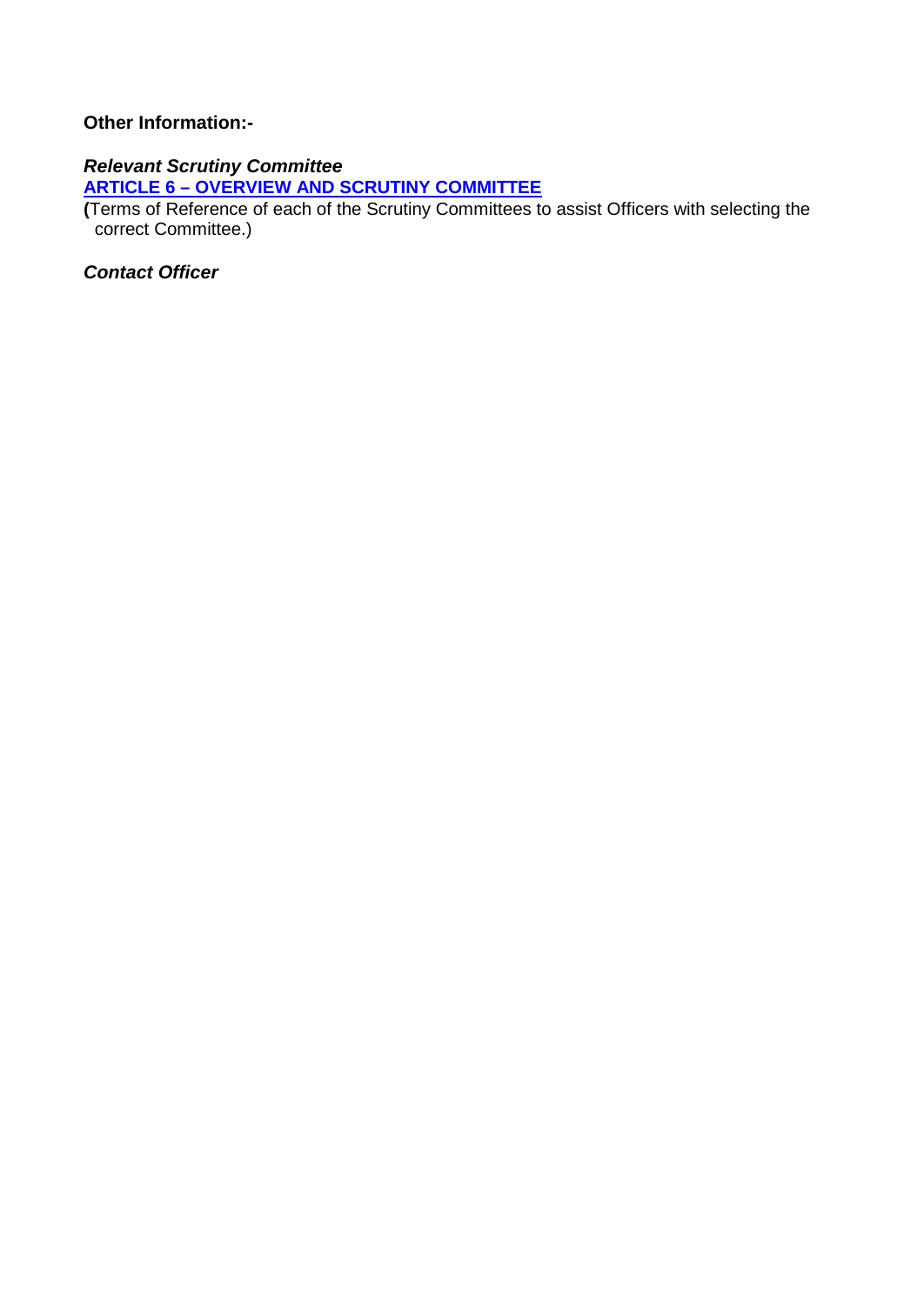**Other Information:-**

***Relevant Scrutiny Committee***

**ARTICLE 6 – OVERVIEW AND SCRUTINY COMMITTEE**

**(**Terms of Reference of each of the Scrutiny Committees to assist Officers with selecting the correct Committee.)

***Contact Officer***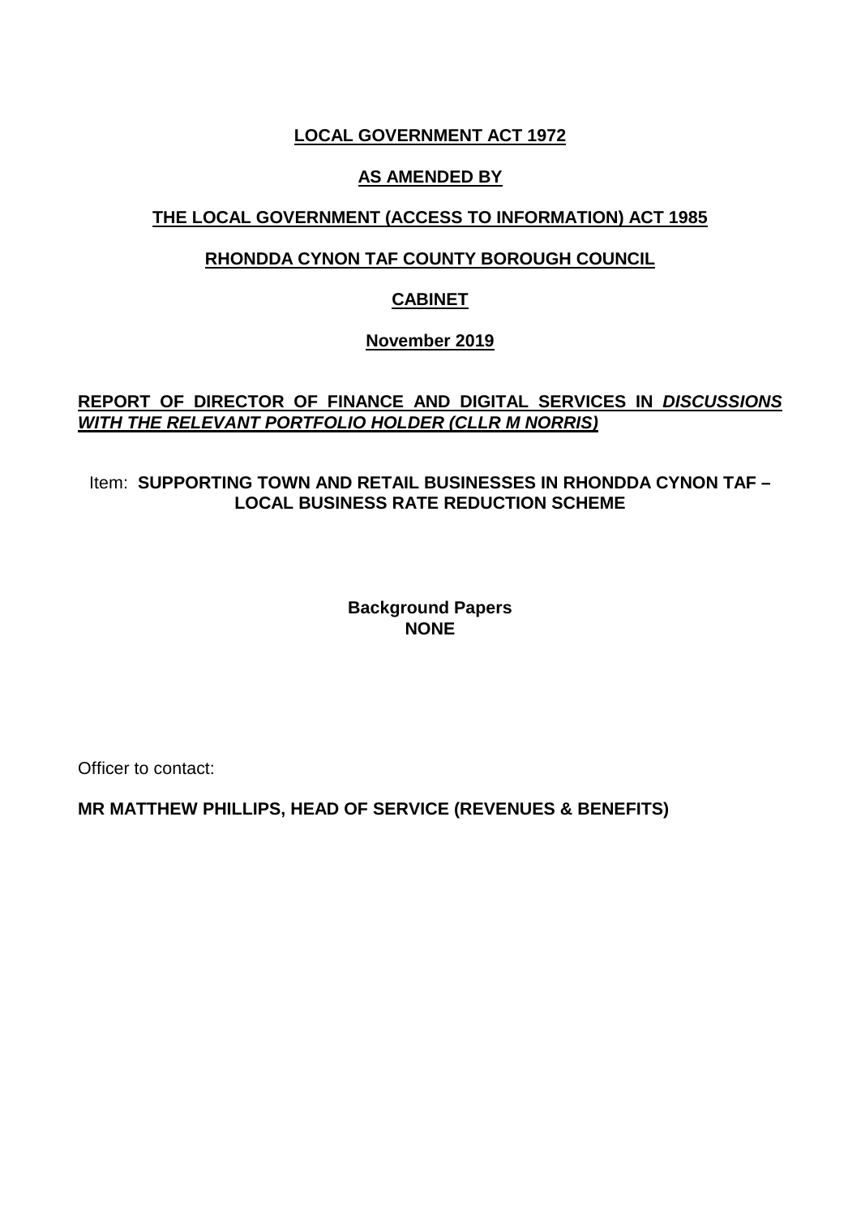**LOCAL GOVERNMENT ACT 1972**

**AS AMENDED BY**

**THE LOCAL GOVERNMENT (ACCESS TO INFORMATION) ACT 1985**

**RHONDDA CYNON TAF COUNTY BOROUGH COUNCIL**

**CABINET**

**November 2019**

**REPORT OF DIRECTOR OF FINANCE AND DIGITAL SERVICES IN *DISCUSSIONS WITH THE RELEVANT PORTFOLIO HOLDER (CLLR M NORRIS)***

Item: **SUPPORTING TOWN AND RETAIL BUSINESSES IN RHONDDA CYNON TAF – LOCAL BUSINESS RATE REDUCTION SCHEME**

**Background Papers**
**NONE**

Officer to contact:

**MR MATTHEW PHILLIPS, HEAD OF SERVICE (REVENUES & BENEFITS)**